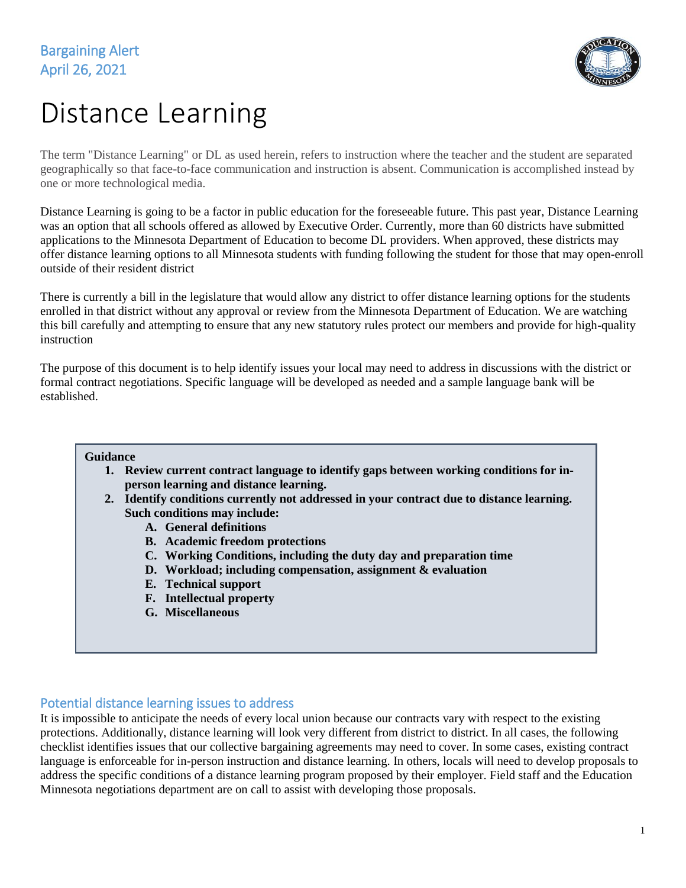Bargaining Alert
April 26, 2021

# Distance Learning

The term "Distance Learning" or DL as used herein, refers to instruction where the teacher and the student are separated geographically so that face-to-face communication and instruction is absent. Communication is accomplished instead by one or more technological media.

Distance Learning is going to be a factor in public education for the foreseeable future. This past year, Distance Learning was an option that all schools offered as allowed by Executive Order. Currently, more than 60 districts have submitted applications to the Minnesota Department of Education to become DL providers. When approved, these districts may offer distance learning options to all Minnesota students with funding following the student for those that may open-enroll outside of their resident district

There is currently a bill in the legislature that would allow any district to offer distance learning options for the students enrolled in that district without any approval or review from the Minnesota Department of Education. We are watching this bill carefully and attempting to ensure that any new statutory rules protect our members and provide for high-quality instruction

The purpose of this document is to help identify issues your local may need to address in discussions with the district or formal contract negotiations. Specific language will be developed as needed and a sample language bank will be established.

**Guidance**

1. **Review current contract language to identify gaps between working conditions for in-person learning and distance learning.**
2. **Identify conditions currently not addressed in your contract due to distance learning. Such conditions may include:**
   - A. **General definitions**
   - B. **Academic freedom protections**
   - C. **Working Conditions, including the duty day and preparation time**
   - D. **Workload; including compensation, assignment & evaluation**
   - E. **Technical support**
   - F. **Intellectual property**
   - G. **Miscellaneous**

## Potential distance learning issues to address

It is impossible to anticipate the needs of every local union because our contracts vary with respect to the existing protections. Additionally, distance learning will look very different from district to district. In all cases, the following checklist identifies issues that our collective bargaining agreements may need to cover. In some cases, existing contract language is enforceable for in-person instruction and distance learning. In others, locals will need to develop proposals to address the specific conditions of a distance learning program proposed by their employer. Field staff and the Education Minnesota negotiations department are on call to assist with developing those proposals.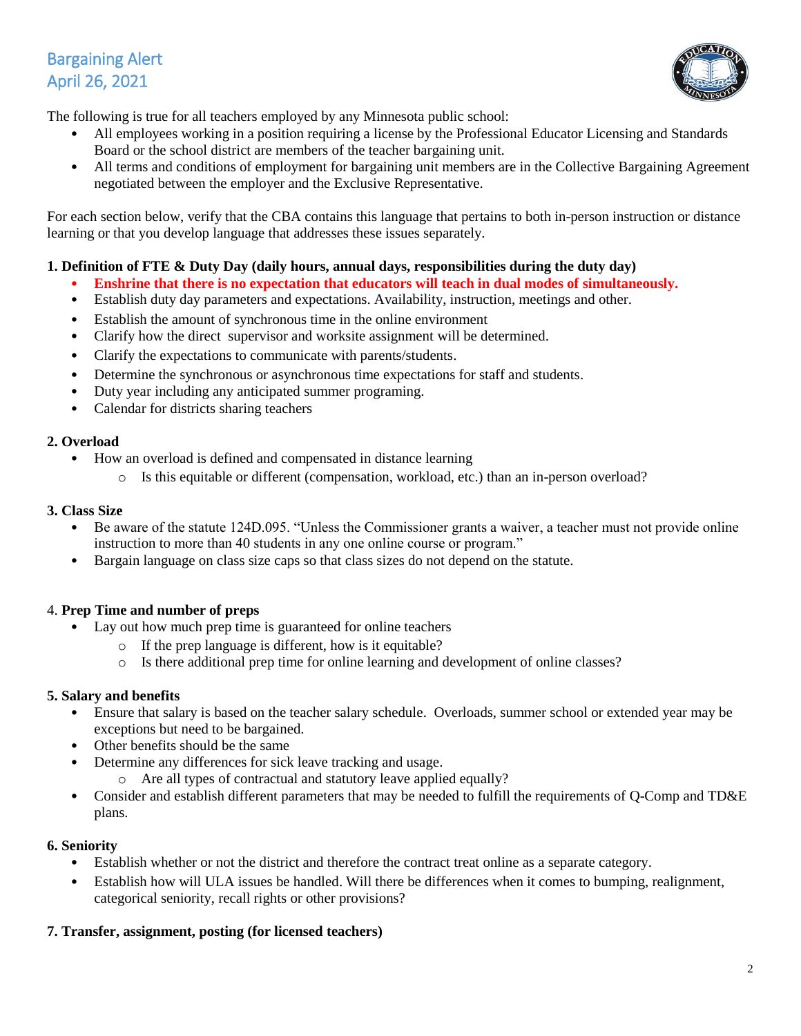## Bargaining Alert
## April 26, 2021

The following is true for all teachers employed by any Minnesota public school:

- All employees working in a position requiring a license by the Professional Educator Licensing and Standards Board or the school district are members of the teacher bargaining unit.
- All terms and conditions of employment for bargaining unit members are in the Collective Bargaining Agreement negotiated between the employer and the Exclusive Representative.

For each section below, verify that the CBA contains this language that pertains to both in-person instruction or distance learning or that you develop language that addresses these issues separately.

**1. Definition of FTE & Duty Day (daily hours, annual days, responsibilities during the duty day)**

- **Enshrine that there is no expectation that educators will teach in dual modes of simultaneously.**
- Establish duty day parameters and expectations. Availability, instruction, meetings and other.
- Establish the amount of synchronous time in the online environment
- Clarify how the direct supervisor and worksite assignment will be determined.
- Clarify the expectations to communicate with parents/students.
- Determine the synchronous or asynchronous time expectations for staff and students.
- Duty year including any anticipated summer programing.
- Calendar for districts sharing teachers

**2. Overload**

- How an overload is defined and compensated in distance learning
  - Is this equitable or different (compensation, workload, etc.) than an in-person overload?

**3. Class Size**

- Be aware of the statute 124D.095. "Unless the Commissioner grants a waiver, a teacher must not provide online instruction to more than 40 students in any one online course or program."
- Bargain language on class size caps so that class sizes do not depend on the statute.

4. **Prep Time and number of preps**

- Lay out how much prep time is guaranteed for online teachers
  - If the prep language is different, how is it equitable?
  - Is there additional prep time for online learning and development of online classes?

**5. Salary and benefits**

- Ensure that salary is based on the teacher salary schedule. Overloads, summer school or extended year may be exceptions but need to be bargained.
- Other benefits should be the same
- Determine any differences for sick leave tracking and usage.
  - Are all types of contractual and statutory leave applied equally?
- Consider and establish different parameters that may be needed to fulfill the requirements of Q-Comp and TD&E plans.

**6. Seniority**

- Establish whether or not the district and therefore the contract treat online as a separate category.
- Establish how will ULA issues be handled. Will there be differences when it comes to bumping, realignment, categorical seniority, recall rights or other provisions?

**7. Transfer, assignment, posting (for licensed teachers)**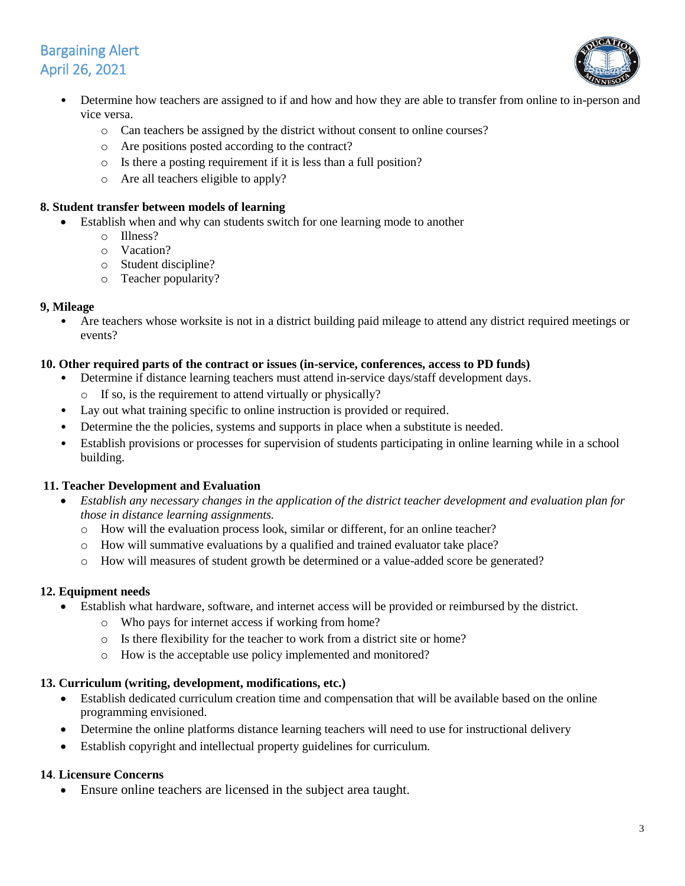- Determine how teachers are assigned to if and how and how they are able to transfer from online to in-person and vice versa.
  - Can teachers be assigned by the district without consent to online courses?
  - Are positions posted according to the contract?
  - Is there a posting requirement if it is less than a full position?
  - Are all teachers eligible to apply?

**8. Student transfer between models of learning**

- Establish when and why can students switch for one learning mode to another
  - Illness?
  - Vacation?
  - Student discipline?
  - Teacher popularity?

**9, Mileage**

- Are teachers whose worksite is not in a district building paid mileage to attend any district required meetings or events?

**10. Other required parts of the contract or issues (in-service, conferences, access to PD funds)**

- Determine if distance learning teachers must attend in-service days/staff development days.
  - If so, is the requirement to attend virtually or physically?
- Lay out what training specific to online instruction is provided or required.
- Determine the the policies, systems and supports in place when a substitute is needed.
- Establish provisions or processes for supervision of students participating in online learning while in a school building.

**11. Teacher Development and Evaluation**

- *Establish any necessary changes in the application of the district teacher development and evaluation plan for those in distance learning assignments.*
  - How will the evaluation process look, similar or different, for an online teacher?
  - How will summative evaluations by a qualified and trained evaluator take place?
  - How will measures of student growth be determined or a value-added score be generated?

**12. Equipment needs**

- Establish what hardware, software, and internet access will be provided or reimbursed by the district.
  - Who pays for internet access if working from home?
  - Is there flexibility for the teacher to work from a district site or home?
  - How is the acceptable use policy implemented and monitored?

**13. Curriculum (writing, development, modifications, etc.)**

- Establish dedicated curriculum creation time and compensation that will be available based on the online programming envisioned.
- Determine the online platforms distance learning teachers will need to use for instructional delivery
- Establish copyright and intellectual property guidelines for curriculum.

**14. Licensure Concerns**

- Ensure online teachers are licensed in the subject area taught.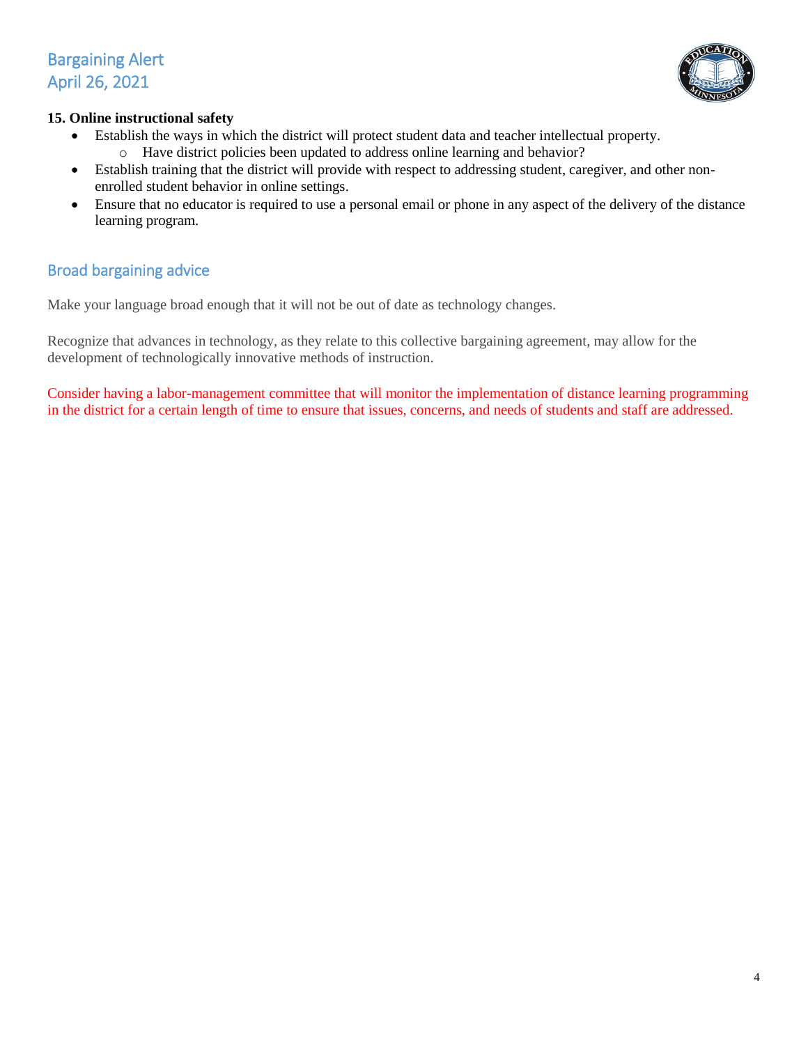**15. Online instructional safety**

- Establish the ways in which the district will protect student data and teacher intellectual property.
    - Have district policies been updated to address online learning and behavior?
- Establish training that the district will provide with respect to addressing student, caregiver, and other non-enrolled student behavior in online settings.
- Ensure that no educator is required to use a personal email or phone in any aspect of the delivery of the distance learning program.

## Broad bargaining advice

Make your language broad enough that it will not be out of date as technology changes.

Recognize that advances in technology, as they relate to this collective bargaining agreement, may allow for the development of technologically innovative methods of instruction.

Consider having a labor-management committee that will monitor the implementation of distance learning programming in the district for a certain length of time to ensure that issues, concerns, and needs of students and staff are addressed.